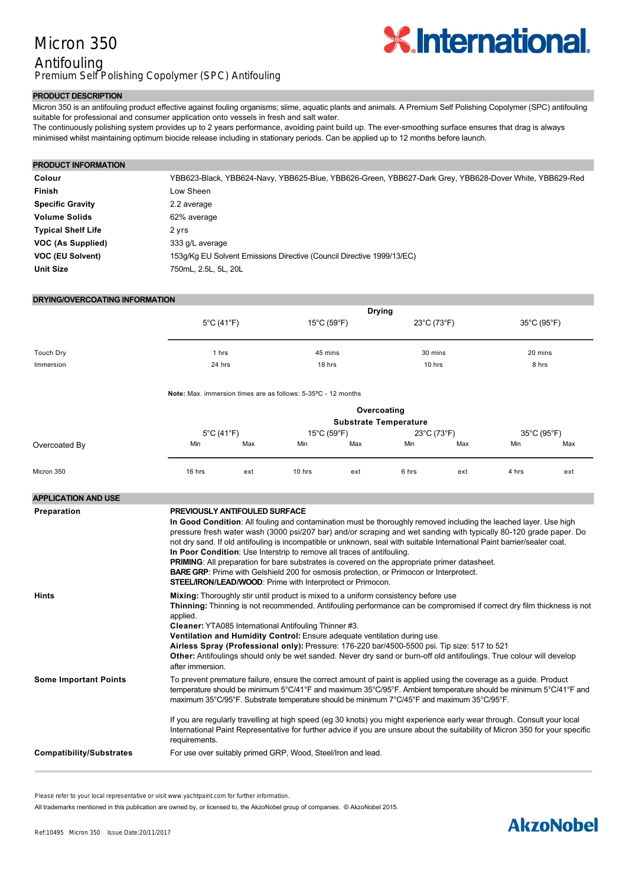# Micron 350 Antifouling

Premium Self Polishing Copolymer (SPC) Antifouling

## PRODUCT DESCRIPTION

Micron 350 is an antifouling product effective against fouling organisms; slime, aquatic plants and animals. A Premium Self Polishing Copolymer (SPC) antifouling suitable for professional and consumer application onto vessels in fresh and salt water.
The continuously polishing system provides up to 2 years performance, avoiding paint build up. The ever-smoothing surface ensures that drag is always minimised whilst maintaining optimum biocide release including in stationary periods. Can be applied up to 12 months before launch.

## PRODUCT INFORMATION

| | |
|---|---|
| **Colour** | YBB623-Black, YBB624-Navy, YBB625-Blue, YBB626-Green, YBB627-Dark Grey, YBB628-Dover White, YBB629-Red |
| **Finish** | Low Sheen |
| **Specific Gravity** | 2.2 average |
| **Volume Solids** | 62% average |
| **Typical Shelf Life** | 2 yrs |
| **VOC (As Supplied)** | 333 g/L average |
| **VOC (EU Solvent)** | 153g/Kg EU Solvent Emissions Directive (Council Directive 1999/13/EC) |
| **Unit Size** | 750mL, 2.5L, 5L, 20L |

## DRYING/OVERCOATING INFORMATION

| Drying | 5°C (41°F) | 15°C (59°F) | 23°C (73°F) | 35°C (95°F) |
|---|---|---|---|---|
| Touch Dry | 1 hrs | 45 mins | 30 mins | 20 mins |
| Immersion | 24 hrs | 18 hrs | 10 hrs | 8 hrs |

**Note:** Max. immersion times are as follows: 5-35ºC - 12 months

| Overcoating Substrate Temperature | 5°C (41°F) | | 15°C (59°F) | | 23°C (73°F) | | 35°C (95°F) | |
|---|---|---|---|---|---|---|---|---|
| Overcoated By | Min | Max | Min | Max | Min | Max | Min | Max |
| Micron 350 | 16 hrs | ext | 10 hrs | ext | 6 hrs | ext | 4 hrs | ext |

## APPLICATION AND USE

**Preparation**

**PREVIOUSLY ANTIFOULED SURFACE**
**In Good Condition**: All fouling and contamination must be thoroughly removed including the leached layer. Use high pressure fresh water wash (3000 psi/207 bar) and/or scraping and wet sanding with typically 80-120 grade paper. Do not dry sand. If old antifouling is incompatible or unknown, seal with suitable International Paint barrier/sealer coat.
**In Poor Condition**: Use Interstrip to remove all traces of antifouling.
**PRIMING**: All preparation for bare substrates is covered on the appropriate primer datasheet.
**BARE GRP**: Prime with Gelshield 200 for osmosis protection, or Primocon or Interprotect.
**STEEL/IRON/LEAD/WOOD**: Prime with Interprotect or Primocon.

**Hints**

**Mixing:** Thoroughly stir until product is mixed to a uniform consistency before use
**Thinning:** Thinning is not recommended. Antifouling performance can be compromised if correct dry film thickness is not applied.
**Cleaner:** YTA085 International Antifouling Thinner #3.
**Ventilation and Humidity Control:** Ensure adequate ventilation during use.
**Airless Spray (Professional only):** Pressure: 176-220 bar/4500-5500 psi. Tip size: 517 to 521
**Other:** Antifoulings should only be wet sanded. Never dry sand or burn-off old antifoulings. True colour will develop after immersion.

**Some Important Points**

To prevent premature failure, ensure the correct amount of paint is applied using the coverage as a guide. Product temperature should be minimum 5°C/41°F and maximum 35°C/95°F. Ambient temperature should be minimum 5°C/41°F and maximum 35°C/95°F. Substrate temperature should be minimum 7°C/45°F and maximum 35°C/95°F.

If you are regularly travelling at high speed (eg 30 knots) you might experience early wear through. Consult your local International Paint Representative for further advice if you are unsure about the suitability of Micron 350 for your specific requirements.

**Compatibility/Substrates**

For use over suitably primed GRP, Wood, Steel/Iron and lead.

Please refer to your local representative or visit www.yachtpaint.com for further information.
All trademarks mentioned in this publication are owned by, or licensed to, the AkzoNobel group of companies. © AkzoNobel 2015.

Ref:10495 Micron 350 Issue Date:20/11/2017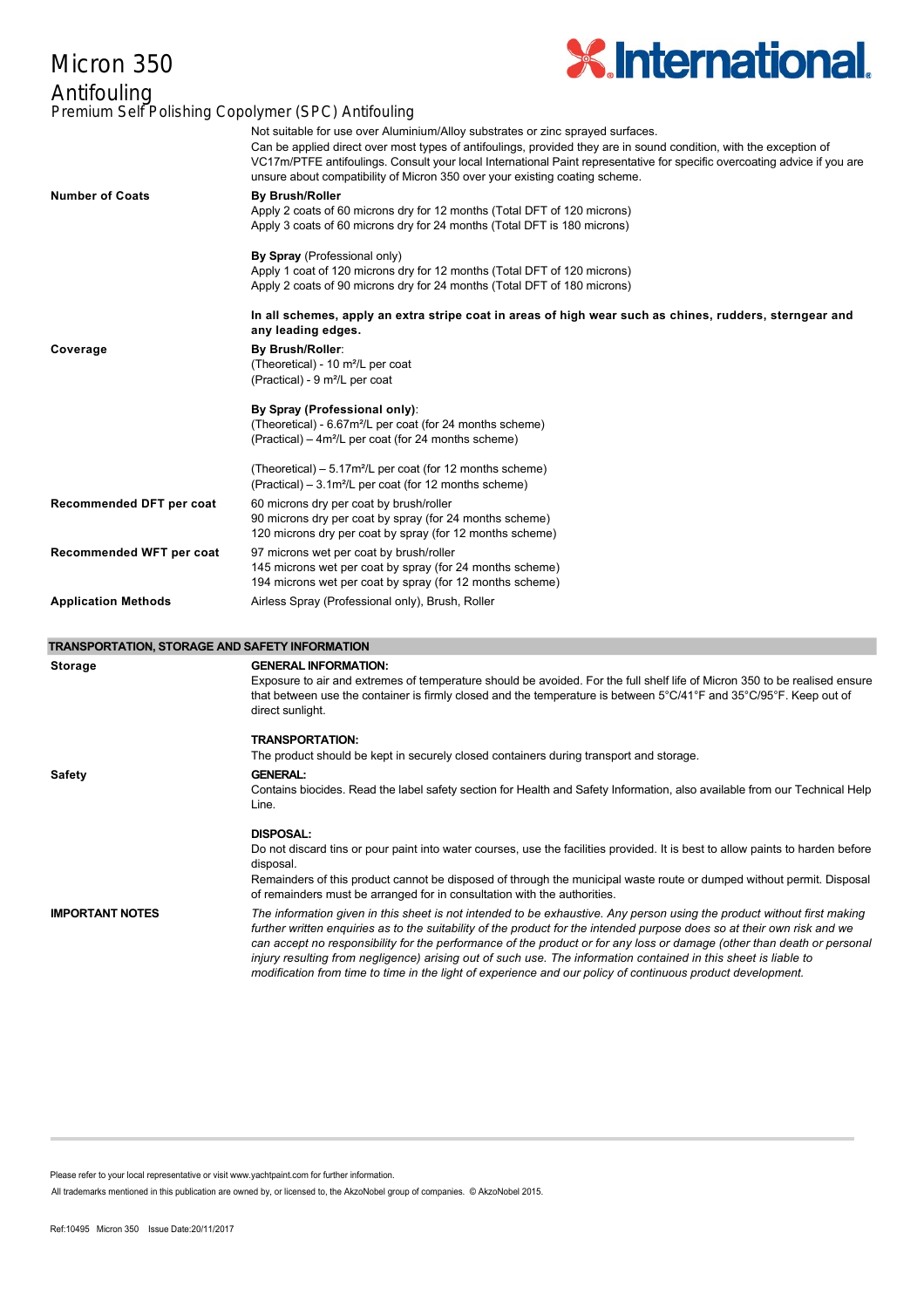# Micron 350 Antifouling

Premium Self Polishing Copolymer (SPC) Antifouling

| | |
|---|---|
| | Not suitable for use over Aluminium/Alloy substrates or zinc sprayed surfaces.<br>Can be applied direct over most types of antifoulings, provided they are in sound condition, with the exception of VC17m/PTFE antifoulings. Consult your local International Paint representative for specific overcoating advice if you are unsure about compatibility of Micron 350 over your existing coating scheme. |
| **Number of Coats** | **By Brush/Roller**<br>Apply 2 coats of 60 microns dry for 12 months (Total DFT of 120 microns)<br>Apply 3 coats of 60 microns dry for 24 months (Total DFT is 180 microns)<br><br>**By Spray** (Professional only)<br>Apply 1 coat of 120 microns dry for 12 months (Total DFT of 120 microns)<br>Apply 2 coats of 90 microns dry for 24 months (Total DFT of 180 microns)<br><br>**In all schemes, apply an extra stripe coat in areas of high wear such as chines, rudders, sterngear and any leading edges.** |
| **Coverage** | **By Brush/Roller**:<br>(Theoretical) - 10 m²/L per coat<br>(Practical) - 9 m²/L per coat<br><br>**By Spray (Professional only)**:<br>(Theoretical) - 6.67m²/L per coat (for 24 months scheme)<br>(Practical) – 4m²/L per coat (for 24 months scheme)<br><br>(Theoretical) – 5.17m²/L per coat (for 12 months scheme)<br>(Practical) – 3.1m²/L per coat (for 12 months scheme) |
| **Recommended DFT per coat** | 60 microns dry per coat by brush/roller<br>90 microns dry per coat by spray (for 24 months scheme)<br>120 microns dry per coat by spray (for 12 months scheme) |
| **Recommended WFT per coat** | 97 microns wet per coat by brush/roller<br>145 microns wet per coat by spray (for 24 months scheme)<br>194 microns wet per coat by spray (for 12 months scheme) |
| **Application Methods** | Airless Spray (Professional only), Brush, Roller |

## TRANSPORTATION, STORAGE AND SAFETY INFORMATION

| | |
|---|---|
| **Storage** | **GENERAL INFORMATION:**<br>Exposure to air and extremes of temperature should be avoided. For the full shelf life of Micron 350 to be realised ensure that between use the container is firmly closed and the temperature is between 5°C/41°F and 35°C/95°F. Keep out of direct sunlight.<br><br>**TRANSPORTATION:**<br>The product should be kept in securely closed containers during transport and storage. |
| **Safety** | **GENERAL:**<br>Contains biocides. Read the label safety section for Health and Safety Information, also available from our Technical Help Line.<br><br>**DISPOSAL:**<br>Do not discard tins or pour paint into water courses, use the facilities provided. It is best to allow paints to harden before disposal.<br>Remainders of this product cannot be disposed of through the municipal waste route or dumped without permit. Disposal of remainders must be arranged for in consultation with the authorities. |
| **IMPORTANT NOTES** | *The information given in this sheet is not intended to be exhaustive. Any person using the product without first making further written enquiries as to the suitability of the product for the intended purpose does so at their own risk and we can accept no responsibility for the performance of the product or for any loss or damage (other than death or personal injury resulting from negligence) arising out of such use. The information contained in this sheet is liable to modification from time to time in the light of experience and our policy of continuous product development.* |

Please refer to your local representative or visit www.yachtpaint.com for further information.

All trademarks mentioned in this publication are owned by, or licensed to, the AkzoNobel group of companies. © AkzoNobel 2015.

Ref:10495 Micron 350 Issue Date:20/11/2017